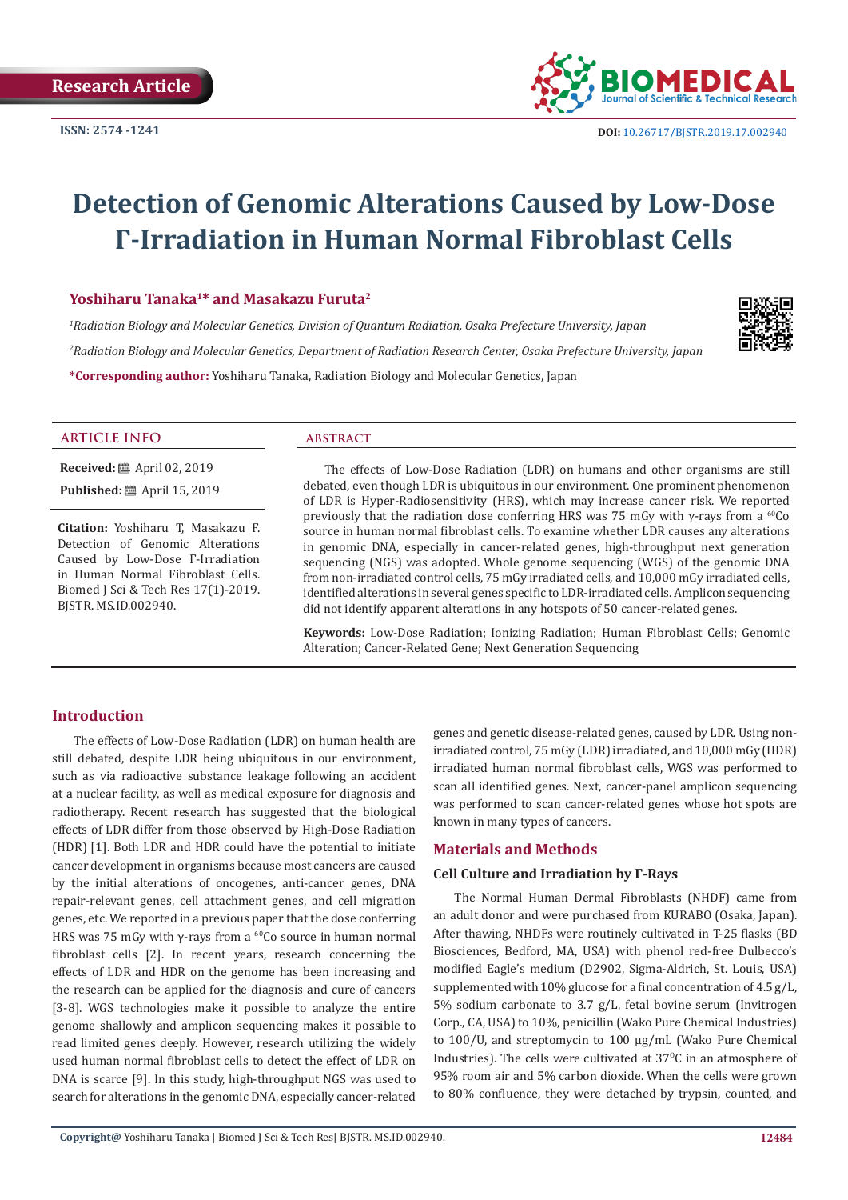Research Article

ISSN: 2574 -1241

DOI: 10.26717/BJSTR.2019.17.002940

# Detection of Genomic Alterations Caused by Low-Dose Γ-Irradiation in Human Normal Fibroblast Cells

**Yoshiharu Tanaka[1]* and Masakazu Furuta[2]**

*[1]Radiation Biology and Molecular Genetics, Division of Quantum Radiation, Osaka Prefecture University, Japan*

*[2]Radiation Biology and Molecular Genetics, Department of Radiation Research Center, Osaka Prefecture University, Japan*

***Corresponding author:** Yoshiharu Tanaka, Radiation Biology and Molecular Genetics, Japan

## ARTICLE INFO

**Received:** April 02, 2019

**Published:** April 15, 2019

**Citation:** Yoshiharu T, Masakazu F. Detection of Genomic Alterations Caused by Low-Dose Γ-Irradiation in Human Normal Fibroblast Cells. Biomed J Sci & Tech Res 17(1)-2019. BJSTR. MS.ID.002940.

## ABSTRACT

The effects of Low-Dose Radiation (LDR) on humans and other organisms are still debated, even though LDR is ubiquitous in our environment. One prominent phenomenon of LDR is Hyper-Radiosensitivity (HRS), which may increase cancer risk. We reported previously that the radiation dose conferring HRS was 75 mGy with γ-rays from a $^{60}$Co source in human normal fibroblast cells. To examine whether LDR causes any alterations in genomic DNA, especially in cancer-related genes, high-throughput next generation sequencing (NGS) was adopted. Whole genome sequencing (WGS) of the genomic DNA from non-irradiated control cells, 75 mGy irradiated cells, and 10,000 mGy irradiated cells, identified alterations in several genes specific to LDR-irradiated cells. Amplicon sequencing did not identify apparent alterations in any hotspots of 50 cancer-related genes.

**Keywords:** Low-Dose Radiation; Ionizing Radiation; Human Fibroblast Cells; Genomic Alteration; Cancer-Related Gene; Next Generation Sequencing

## Introduction

The effects of Low-Dose Radiation (LDR) on human health are still debated, despite LDR being ubiquitous in our environment, such as via radioactive substance leakage following an accident at a nuclear facility, as well as medical exposure for diagnosis and radiotherapy. Recent research has suggested that the biological effects of LDR differ from those observed by High-Dose Radiation (HDR) [1]. Both LDR and HDR could have the potential to initiate cancer development in organisms because most cancers are caused by the initial alterations of oncogenes, anti-cancer genes, DNA repair-relevant genes, cell attachment genes, and cell migration genes, etc. We reported in a previous paper that the dose conferring HRS was 75 mGy with γ-rays from a $^{60}$Co source in human normal fibroblast cells [2]. In recent years, research concerning the effects of LDR and HDR on the genome has been increasing and the research can be applied for the diagnosis and cure of cancers [3-8]. WGS technologies make it possible to analyze the entire genome shallowly and amplicon sequencing makes it possible to read limited genes deeply. However, research utilizing the widely used human normal fibroblast cells to detect the effect of LDR on DNA is scarce [9]. In this study, high-throughput NGS was used to search for alterations in the genomic DNA, especially cancer-related genes and genetic disease-related genes, caused by LDR. Using non-irradiated control, 75 mGy (LDR) irradiated, and 10,000 mGy (HDR) irradiated human normal fibroblast cells, WGS was performed to scan all identified genes. Next, cancer-panel amplicon sequencing was performed to scan cancer-related genes whose hot spots are known in many types of cancers.

## Materials and Methods

### Cell Culture and Irradiation by Γ-Rays

The Normal Human Dermal Fibroblasts (NHDF) came from an adult donor and were purchased from KURABO (Osaka, Japan). After thawing, NHDFs were routinely cultivated in T-25 flasks (BD Biosciences, Bedford, MA, USA) with phenol red-free Dulbecco's modified Eagle's medium (D2902, Sigma-Aldrich, St. Louis, USA) supplemented with 10% glucose for a final concentration of 4.5 g/L, 5% sodium carbonate to 3.7 g/L, fetal bovine serum (Invitrogen Corp., CA, USA) to 10%, penicillin (Wako Pure Chemical Industries) to 100/U, and streptomycin to 100 μg/mL (Wako Pure Chemical Industries). The cells were cultivated at 37$^{0}$C in an atmosphere of 95% room air and 5% carbon dioxide. When the cells were grown to 80% confluence, they were detached by trypsin, counted, and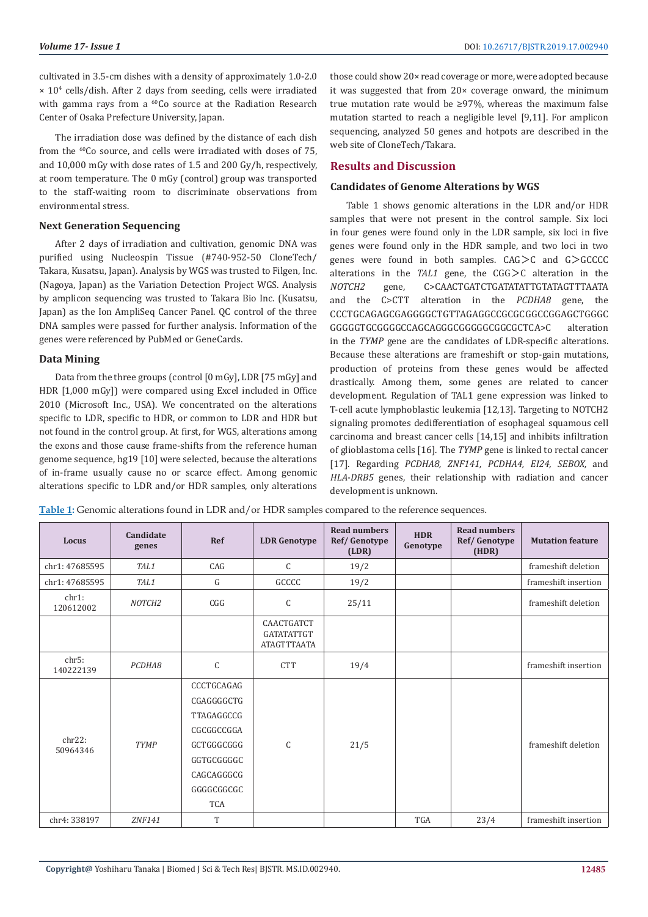cultivated in 3.5-cm dishes with a density of approximately 1.0-2.0 × $10^4$ cells/dish. After 2 days from seeding, cells were irradiated with gamma rays from a $^{60}$Co source at the Radiation Research Center of Osaka Prefecture University, Japan.

The irradiation dose was defined by the distance of each dish from the $^{60}$Co source, and cells were irradiated with doses of 75, and 10,000 mGy with dose rates of 1.5 and 200 Gy/h, respectively, at room temperature. The 0 mGy (control) group was transported to the staff-waiting room to discriminate observations from environmental stress.

### Next Generation Sequencing

After 2 days of irradiation and cultivation, genomic DNA was purified using Nucleospin Tissue (#740-952-50 CloneTech/Takara, Kusatsu, Japan). Analysis by WGS was trusted to Filgen, Inc. (Nagoya, Japan) as the Variation Detection Project WGS. Analysis by amplicon sequencing was trusted to Takara Bio Inc. (Kusatsu, Japan) as the Ion AmpliSeq Cancer Panel. QC control of the three DNA samples were passed for further analysis. Information of the genes were referenced by PubMed or GeneCards.

### Data Mining

Data from the three groups (control [0 mGy], LDR [75 mGy] and HDR [1,000 mGy]) were compared using Excel included in Office 2010 (Microsoft Inc., USA). We concentrated on the alterations specific to LDR, specific to HDR, or common to LDR and HDR but not found in the control group. At first, for WGS, alterations among the exons and those cause frame-shifts from the reference human genome sequence, hg19 [10] were selected, because the alterations of in-frame usually cause no or scarce effect. Among genomic alterations specific to LDR and/or HDR samples, only alterations those could show 20× read coverage or more, were adopted because it was suggested that from 20× coverage onward, the minimum true mutation rate would be ≥97%, whereas the maximum false mutation started to reach a negligible level [9,11]. For amplicon sequencing, analyzed 50 genes and hotpots are described in the web site of CloneTech/Takara.

## Results and Discussion

### Candidates of Genome Alterations by WGS

Table 1 shows genomic alterations in the LDR and/or HDR samples that were not present in the control sample. Six loci in four genes were found only in the LDR sample, six loci in five genes were found only in the HDR sample, and two loci in two genes were found in both samples. CAG>C and G>GCCCC alterations in the *TAL1* gene, the CGG>C alteration in the *NOTCH2* gene, C>CAACTGATCTGATATATTGTATAGTTTAATA and the C>CTT alteration in the *PCDHA8* gene, the CCCTGCAGAGCGAGGGGCTGTTAGAGGCCGCGCGGCCGGAGCTGGGC GGGGGTGCGGGGCCAGCAGGGCGGGGGCGGCGCTCA>C alteration in the *TYMP* gene are the candidates of LDR-specific alterations. Because these alterations are frameshift or stop-gain mutations, production of proteins from these genes would be affected drastically. Among them, some genes are related to cancer development. Regulation of TAL1 gene expression was linked to T-cell acute lymphoblastic leukemia [12,13]. Targeting to NOTCH2 signaling promotes dedifferentiation of esophageal squamous cell carcinoma and breast cancer cells [14,15] and inhibits infiltration of glioblastoma cells [16]. The *TYMP* gene is linked to rectal cancer [17]. Regarding *PCDHA8, ZNF141, PCDHA4, EI24, SEBOX,* and *HLA-DRB5* genes, their relationship with radiation and cancer development is unknown.

**Table 1:** Genomic alterations found in LDR and/or HDR samples compared to the reference sequences.

| Locus | Candidate genes | Ref | LDR Genotype | Read numbers Ref/ Genotype (LDR) | HDR Genotype | Read numbers Ref/ Genotype (HDR) | Mutation feature |
|---|---|---|---|---|---|---|---|
| chr1: 47685595 | *TAL1* | CAG | C | 19/2 | | | frameshift deletion |
| chr1: 47685595 | *TAL1* | G | GCCCC | 19/2 | | | frameshift insertion |
| chr1: 120612002 | *NOTCH2* | CGG | C | 25/11 | | | frameshift deletion |
| | | | CAACTGATCT GATATATTGT ATAGTTTAATA | | | | |
| chr5: 140222139 | *PCDHA8* | C | CTT | 19/4 | | | frameshift insertion |
| chr22: 50964346 | *TYMP* | CCCTGCAGAG CGAGGGGCTG TTAGAGGCCG CGCGGCCGGA GCTGGGCGGG GGTGCGGGGC CAGCAGGGCG GGGGCGGCGC TCA | C | 21/5 | | | frameshift deletion |
| chr4: 338197 | *ZNF141* | T | | | TGA | 23/4 | frameshift insertion |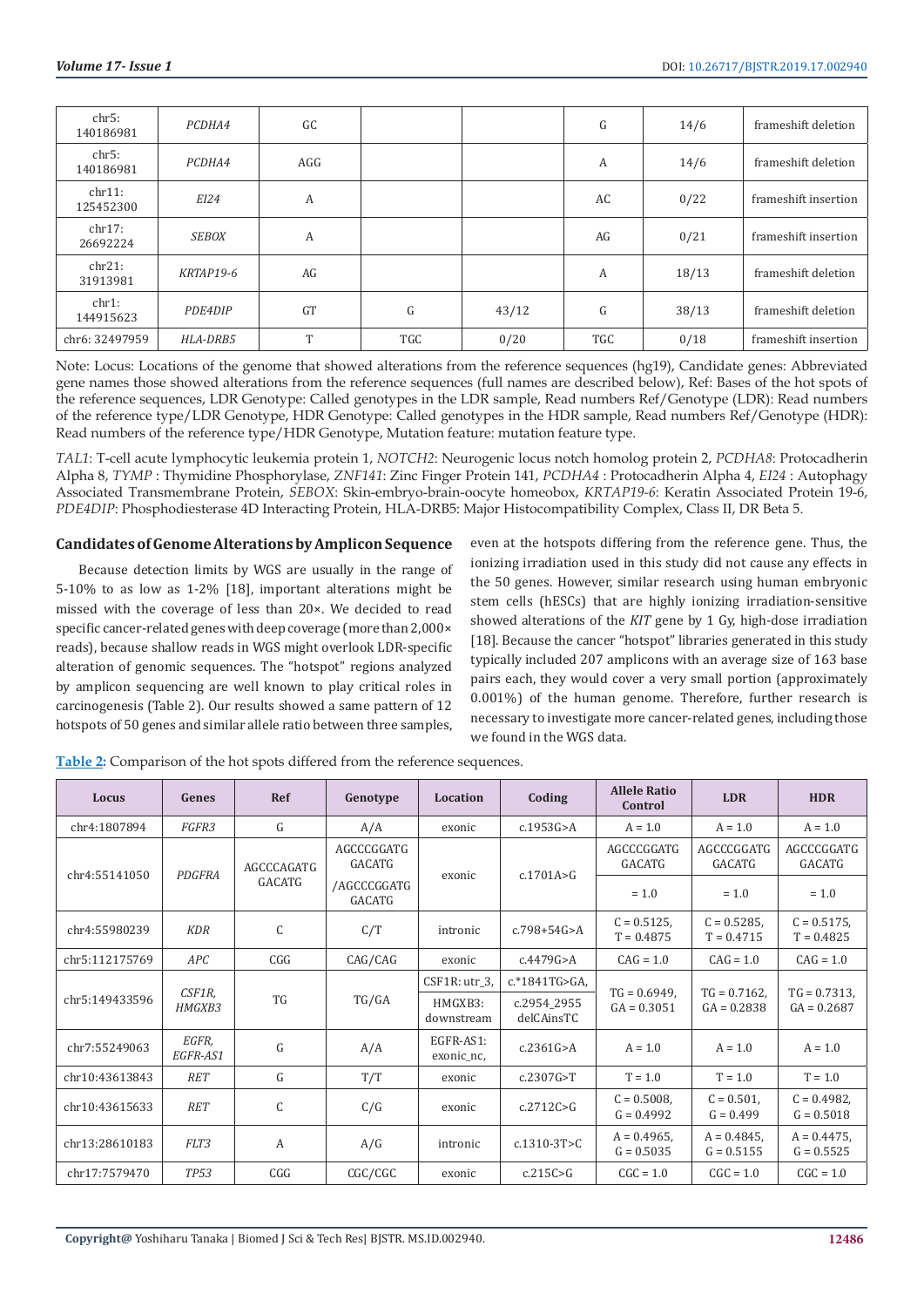| chr5: 140186981 | *PCDHA4* | GC | | | G | 14/6 | frameshift deletion |
|---|---|---|---|---|---|---|---|
| chr5: 140186981 | *PCDHA4* | AGG | | | A | 14/6 | frameshift deletion |
| chr11: 125452300 | *EI24* | A | | | AC | 0/22 | frameshift insertion |
| chr17: 26692224 | *SEBOX* | A | | | AG | 0/21 | frameshift insertion |
| chr21: 31913981 | *KRTAP19-6* | AG | | | A | 18/13 | frameshift deletion |
| chr1: 144915623 | *PDE4DIP* | GT | G | 43/12 | G | 38/13 | frameshift deletion |
| chr6: 32497959 | *HLA-DRB5* | T | TGC | 0/20 | TGC | 0/18 | frameshift insertion |

Note: Locus: Locations of the genome that showed alterations from the reference sequences (hg19), Candidate genes: Abbreviated gene names those showed alterations from the reference sequences (full names are described below), Ref: Bases of the hot spots of the reference sequences, LDR Genotype: Called genotypes in the LDR sample, Read numbers Ref/Genotype (LDR): Read numbers of the reference type/LDR Genotype, HDR Genotype: Called genotypes in the HDR sample, Read numbers Ref/Genotype (HDR): Read numbers of the reference type/HDR Genotype, Mutation feature: mutation feature type.

*TAL1*: T-cell acute lymphocytic leukemia protein 1, *NOTCH2*: Neurogenic locus notch homolog protein 2, *PCDHA8*: Protocadherin Alpha 8, *TYMP* : Thymidine Phosphorylase, *ZNF141*: Zinc Finger Protein 141, *PCDHA4* : Protocadherin Alpha 4, *EI24* : Autophagy Associated Transmembrane Protein, *SEBOX*: Skin-embryo-brain-oocyte homeobox, *KRTAP19-6*: Keratin Associated Protein 19-6, *PDE4DIP*: Phosphodiesterase 4D Interacting Protein, HLA-DRB5: Major Histocompatibility Complex, Class II, DR Beta 5.

### Candidates of Genome Alterations by Amplicon Sequence

Because detection limits by WGS are usually in the range of 5-10% to as low as 1-2% [18], important alterations might be missed with the coverage of less than 20×. We decided to read specific cancer-related genes with deep coverage (more than 2,000× reads), because shallow reads in WGS might overlook LDR-specific alteration of genomic sequences. The "hotspot" regions analyzed by amplicon sequencing are well known to play critical roles in carcinogenesis (Table 2). Our results showed a same pattern of 12 hotspots of 50 genes and similar allele ratio between three samples, even at the hotspots differing from the reference gene. Thus, the ionizing irradiation used in this study did not cause any effects in the 50 genes. However, similar research using human embryonic stem cells (hESCs) that are highly ionizing irradiation-sensitive showed alterations of the *KIT* gene by 1 Gy, high-dose irradiation [18]. Because the cancer "hotspot" libraries generated in this study typically included 207 amplicons with an average size of 163 base pairs each, they would cover a very small portion (approximately 0.001%) of the human genome. Therefore, further research is necessary to investigate more cancer-related genes, including those we found in the WGS data.

**Table 2:** Comparison of the hot spots differed from the reference sequences.

| Locus | Genes | Ref | Genotype | Location | Coding | Allele Ratio Control | LDR | HDR |
|---|---|---|---|---|---|---|---|---|
| chr4:1807894 | *FGFR3* | G | A/A | exonic | c.1953G>A | A = 1.0 | A = 1.0 | A = 1.0 |
| chr4:55141050 | *PDGFRA* | AGCCCAGATG GACATG | AGCCCGGATG GACATG /AGCCCGGATG GACATG | exonic | c.1701A>G | AGCCCGGATG GACATG = 1.0 | AGCCCGGATG GACATG = 1.0 | AGCCCGGATG GACATG = 1.0 |
| chr4:55980239 | *KDR* | C | C/T | intronic | c.798+54G>A | C = 0.5125, T = 0.4875 | C = 0.5285, T = 0.4715 | C = 0.5175, T = 0.4825 |
| chr5:112175769 | *APC* | CGG | CAG/CAG | exonic | c.4479G>A | CAG = 1.0 | CAG = 1.0 | CAG = 1.0 |
| chr5:149433596 | *CSF1R*, *HMGXB3* | TG | TG/GA | CSF1R: utr_3, HMGXB3: downstream | c.*1841TG>GA, c.2954_2955 delCAinsTC | TG = 0.6949, GA = 0.3051 | TG = 0.7162, GA = 0.2838 | TG = 0.7313, GA = 0.2687 |
| chr7:55249063 | *EGFR*, *EGFR-AS1* | G | A/A | EGFR-AS1: exonic_nc, | c.2361G>A | A = 1.0 | A = 1.0 | A = 1.0 |
| chr10:43613843 | *RET* | G | T/T | exonic | c.2307G>T | T = 1.0 | T = 1.0 | T = 1.0 |
| chr10:43615633 | *RET* | C | C/G | exonic | c.2712C>G | C = 0.5008, G = 0.4992 | C = 0.501, G = 0.499 | C = 0.4982, G = 0.5018 |
| chr13:28610183 | *FLT3* | A | A/G | intronic | c.1310-3T>C | A = 0.4965, G = 0.5035 | A = 0.4845, G = 0.5155 | A = 0.4475, G = 0.5525 |
| chr17:7579470 | *TP53* | CGG | CGC/CGC | exonic | c.215C>G | CGC = 1.0 | CGC = 1.0 | CGC = 1.0 |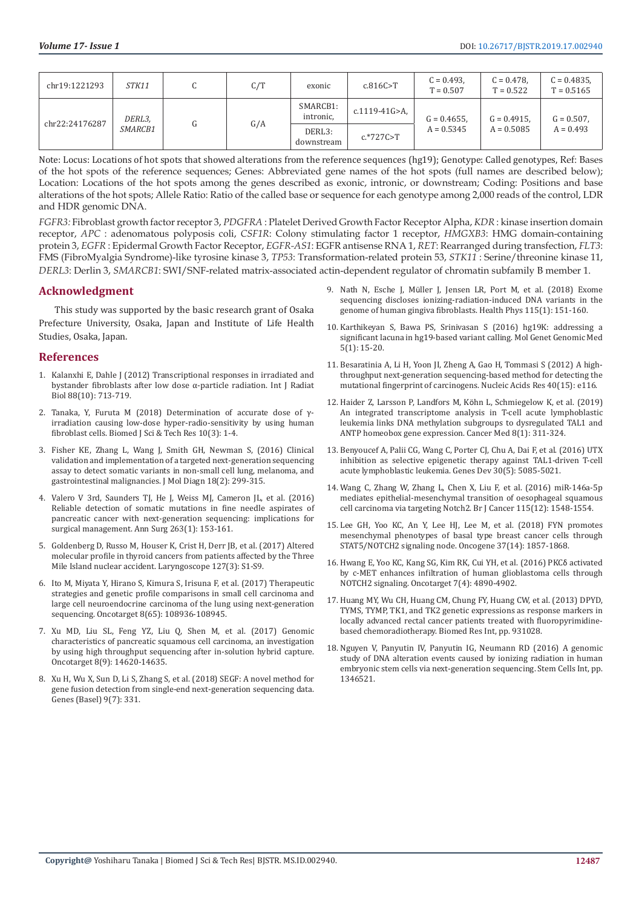| chr19:1221293 | *STK11* | C | C/T | exonic | c.816C>T | C = 0.493, T = 0.507 | C = 0.478, T = 0.522 | C = 0.4835, T = 0.5165 |
|---|---|---|---|---|---|---|---|---|
| chr22:24176287 | *DERL3, SMARCB1* | G | G/A | SMARCB1: intronic, | c.1119-41G>A, | G = 0.4655, A = 0.5345 | G = 0.4915, A = 0.5085 | G = 0.507, A = 0.493 |
| | | | | DERL3: downstream | c.*727C>T | | | |

Note: Locus: Locations of hot spots that showed alterations from the reference sequences (hg19); Genotype: Called genotypes, Ref: Bases of the hot spots of the reference sequences; Genes: Abbreviated gene names of the hot spots (full names are described below); Location: Locations of the hot spots among the genes described as exonic, intronic, or downstream; Coding: Positions and base alterations of the hot spots; Allele Ratio: Ratio of the called base or sequence for each genotype among 2,000 reads of the control, LDR and HDR genomic DNA.

*FGFR3:* Fibroblast growth factor receptor 3, *PDGFRA* : Platelet Derived Growth Factor Receptor Alpha, *KDR* : kinase insertion domain receptor, *APC* : adenomatous polyposis coli, *CSF1R*: Colony stimulating factor 1 receptor, *HMGXB3*: HMG domain-containing protein 3, *EGFR* : Epidermal Growth Factor Receptor, *EGFR-AS1*: EGFR antisense RNA 1, *RET*: Rearranged during transfection, *FLT3*: FMS (FibroMyalgia Syndrome)-like tyrosine kinase 3, *TP53*: Transformation-related protein 53, *STK11* : Serine/threonine kinase 11, *DERL3*: Derlin 3, *SMARCB1*: SWI/SNF-related matrix-associated actin-dependent regulator of chromatin subfamily B member 1.

## Acknowledgment

This study was supported by the basic research grant of Osaka Prefecture University, Osaka, Japan and Institute of Life Health Studies, Osaka, Japan.

## References

1. Kalanxhi E, Dahle J (2012) Transcriptional responses in irradiated and bystander fibroblasts after low dose α-particle radiation. Int J Radiat Biol 88(10): 713-719.
2. Tanaka, Y, Furuta M (2018) Determination of accurate dose of γ-irradiation causing low-dose hyper-radio-sensitivity by using human fibroblast cells. Biomed J Sci & Tech Res 10(3): 1-4.
3. Fisher KE, Zhang L, Wang J, Smith GH, Newman S, (2016) Clinical validation and implementation of a targeted next-generation sequencing assay to detect somatic variants in non-small cell lung, melanoma, and gastrointestinal malignancies. J Mol Diagn 18(2): 299-315.
4. Valero V 3rd, Saunders TJ, He J, Weiss MJ, Cameron JL, et al. (2016) Reliable detection of somatic mutations in fine needle aspirates of pancreatic cancer with next-generation sequencing: implications for surgical management. Ann Surg 263(1): 153-161.
5. Goldenberg D, Russo M, Houser K, Crist H, Derr JB, et al. (2017) Altered molecular profile in thyroid cancers from patients affected by the Three Mile Island nuclear accident. Laryngoscope 127(3): S1-S9.
6. Ito M, Miyata Y, Hirano S, Kimura S, Irisuna F, et al. (2017) Therapeutic strategies and genetic profile comparisons in small cell carcinoma and large cell neuroendocrine carcinoma of the lung using next-generation sequencing. Oncotarget 8(65): 108936-108945.
7. Xu MD, Liu SL, Feng YZ, Liu Q, Shen M, et al. (2017) Genomic characteristics of pancreatic squamous cell carcinoma, an investigation by using high throughput sequencing after in-solution hybrid capture. Oncotarget 8(9): 14620-14635.
8. Xu H, Wu X, Sun D, Li S, Zhang S, et al. (2018) SEGF: A novel method for gene fusion detection from single-end next-generation sequencing data. Genes (Basel) 9(7): 331.
9. Nath N, Esche J, Müller J, Jensen LR, Port M, et al. (2018) Exome sequencing discloses ionizing-radiation-induced DNA variants in the genome of human gingiva fibroblasts. Health Phys 115(1): 151-160.
10. Karthikeyan S, Bawa PS, Srinivasan S (2016) hg19K: addressing a significant lacuna in hg19-based variant calling. Mol Genet Genomic Med 5(1): 15-20.
11. Besaratinia A, Li H, Yoon JI, Zheng A, Gao H, Tommasi S (2012) A high-throughput next-generation sequencing-based method for detecting the mutational fingerprint of carcinogens. Nucleic Acids Res 40(15): e116.
12. Haider Z, Larsson P, Landfors M, Köhn L, Schmiegelow K, et al. (2019) An integrated transcriptome analysis in T-cell acute lymphoblastic leukemia links DNA methylation subgroups to dysregulated TAL1 and ANTP homeobox gene expression. Cancer Med 8(1): 311-324.
13. Benyoucef A, Palii CG, Wang C, Porter CJ, Chu A, Dai F, et al. (2016) UTX inhibition as selective epigenetic therapy against TAL1-driven T-cell acute lymphoblastic leukemia. Genes Dev 30(5): 5085-5021.
14. Wang C, Zhang W, Zhang L, Chen X, Liu F, et al. (2016) miR-146a-5p mediates epithelial-mesenchymal transition of oesophageal squamous cell carcinoma via targeting Notch2. Br J Cancer 115(12): 1548-1554.
15. Lee GH, Yoo KC, An Y, Lee HJ, Lee M, et al. (2018) FYN promotes mesenchymal phenotypes of basal type breast cancer cells through STAT5/NOTCH2 signaling node. Oncogene 37(14): 1857-1868.
16. Hwang E, Yoo KC, Kang SG, Kim RK, Cui YH, et al. (2016) PKCδ activated by c-MET enhances infiltration of human glioblastoma cells through NOTCH2 signaling. Oncotarget 7(4): 4890-4902.
17. Huang MY, Wu CH, Huang CM, Chung FY, Huang CW, et al. (2013) DPYD, TYMS, TYMP, TK1, and TK2 genetic expressions as response markers in locally advanced rectal cancer patients treated with fluoropyrimidine-based chemoradiotherapy. Biomed Res Int, pp. 931028.
18. Nguyen V, Panyutin IV, Panyutin IG, Neumann RD (2016) A genomic study of DNA alteration events caused by ionizing radiation in human embryonic stem cells via next-generation sequencing. Stem Cells Int, pp. 1346521.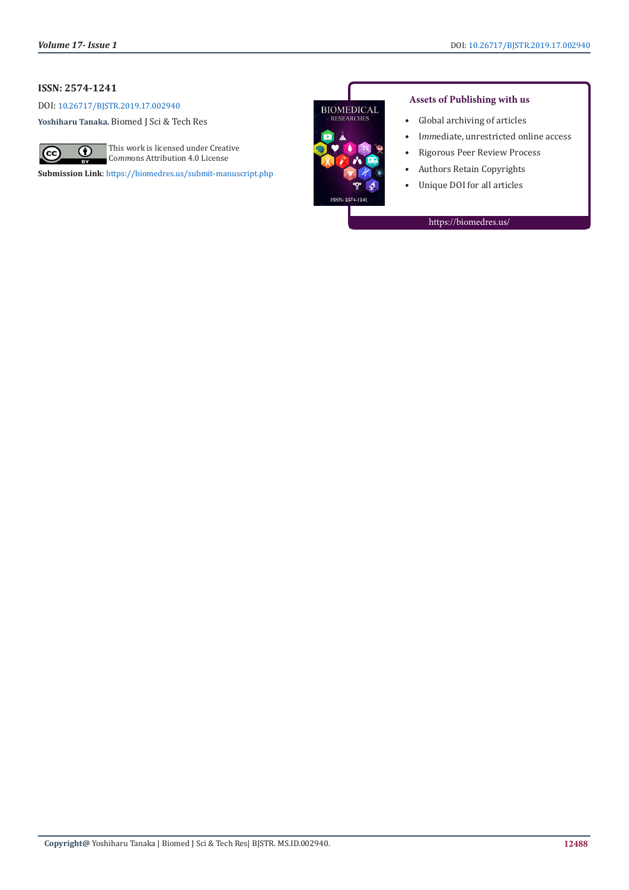**ISSN: 2574-1241**

DOI: 10.26717/BJSTR.2019.17.002940

**Yoshiharu Tanaka.** Biomed J Sci & Tech Res

This work is licensed under Creative Commons Attribution 4.0 License

**Submission Link**: https://biomedres.us/submit-manuscript.php

### Assets of Publishing with us

- Global archiving of articles
- Immediate, unrestricted online access
- Rigorous Peer Review Process
- Authors Retain Copyrights
- Unique DOI for all articles

https://biomedres.us/